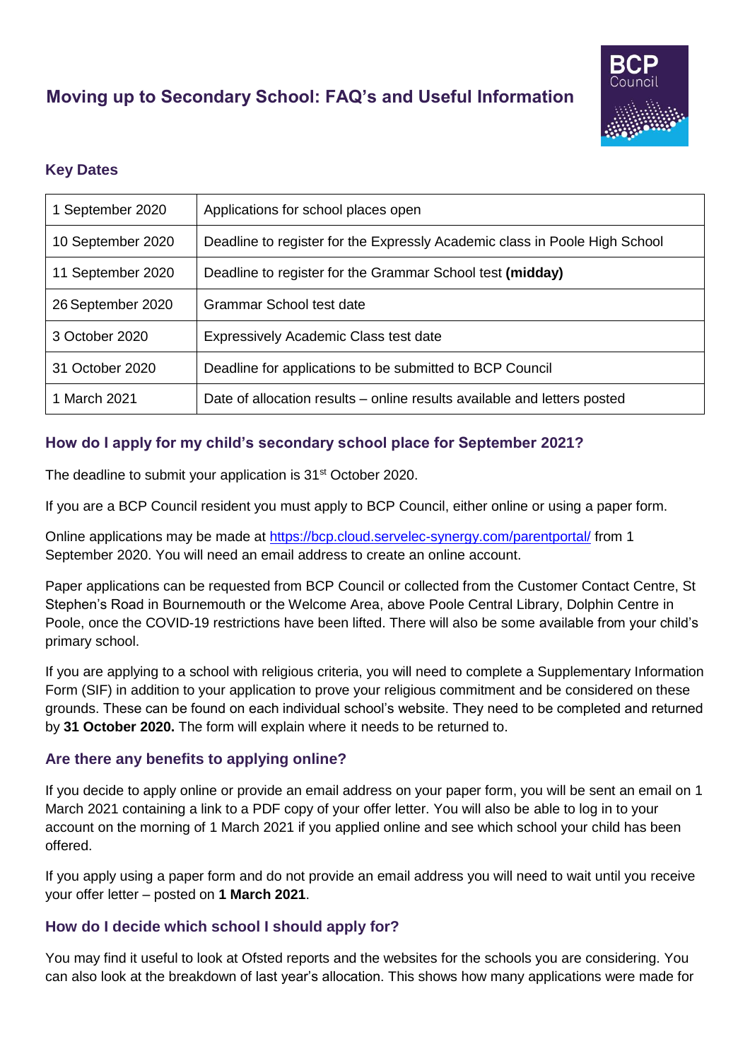# Moving up to Secondary School: FAQ's and Useful Information

### Key Dates

| | |
|---|---|
| 1 September 2020 | Applications for school places open |
| 10 September 2020 | Deadline to register for the Expressly Academic class in Poole High School |
| 11 September 2020 | Deadline to register for the Grammar School test **(midday)** |
| 26 September 2020 | Grammar School test date |
| 3 October 2020 | Expressively Academic Class test date |
| 31 October 2020 | Deadline for applications to be submitted to BCP Council |
| 1 March 2021 | Date of allocation results – online results available and letters posted |

### How do I apply for my child's secondary school place for September 2021?

The deadline to submit your application is 31st October 2020.

If you are a BCP Council resident you must apply to BCP Council, either online or using a paper form.

Online applications may be made at https://bcp.cloud.servelec-synergy.com/parentportal/ from 1 September 2020. You will need an email address to create an online account.

Paper applications can be requested from BCP Council or collected from the Customer Contact Centre, St Stephen's Road in Bournemouth or the Welcome Area, above Poole Central Library, Dolphin Centre in Poole, once the COVID-19 restrictions have been lifted. There will also be some available from your child's primary school.

If you are applying to a school with religious criteria, you will need to complete a Supplementary Information Form (SIF) in addition to your application to prove your religious commitment and be considered on these grounds. These can be found on each individual school's website. They need to be completed and returned by **31 October 2020.** The form will explain where it needs to be returned to.

### Are there any benefits to applying online?

If you decide to apply online or provide an email address on your paper form, you will be sent an email on 1 March 2021 containing a link to a PDF copy of your offer letter. You will also be able to log in to your account on the morning of 1 March 2021 if you applied online and see which school your child has been offered.

If you apply using a paper form and do not provide an email address you will need to wait until you receive your offer letter – posted on **1 March 2021**.

### How do I decide which school I should apply for?

You may find it useful to look at Ofsted reports and the websites for the schools you are considering. You can also look at the breakdown of last year's allocation. This shows how many applications were made for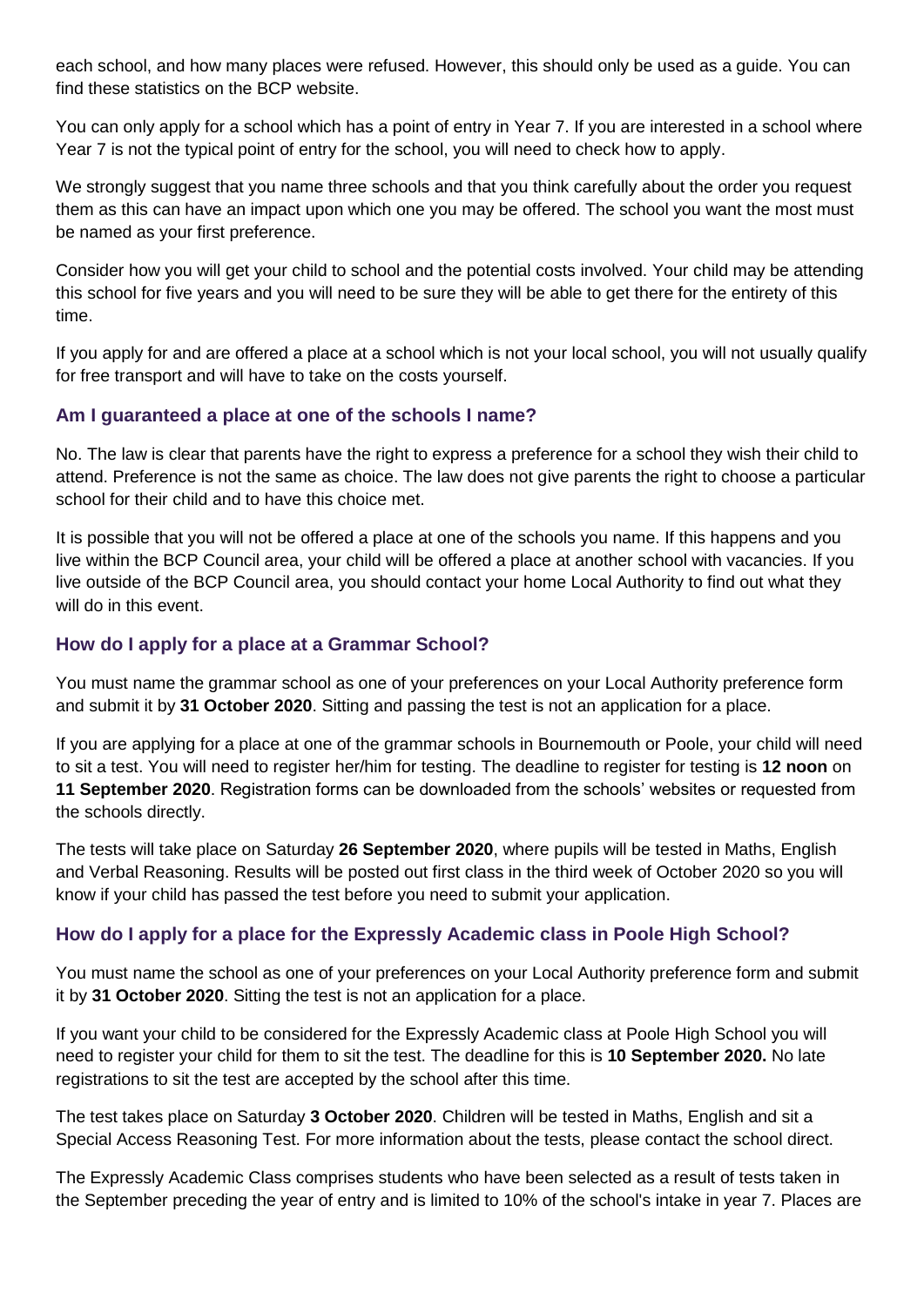each school, and how many places were refused. However, this should only be used as a guide. You can find these statistics on the BCP website.

You can only apply for a school which has a point of entry in Year 7. If you are interested in a school where Year 7 is not the typical point of entry for the school, you will need to check how to apply.

We strongly suggest that you name three schools and that you think carefully about the order you request them as this can have an impact upon which one you may be offered. The school you want the most must be named as your first preference.

Consider how you will get your child to school and the potential costs involved. Your child may be attending this school for five years and you will need to be sure they will be able to get there for the entirety of this time.

If you apply for and are offered a place at a school which is not your local school, you will not usually qualify for free transport and will have to take on the costs yourself.

### Am I guaranteed a place at one of the schools I name?

No. The law is clear that parents have the right to express a preference for a school they wish their child to attend. Preference is not the same as choice. The law does not give parents the right to choose a particular school for their child and to have this choice met.

It is possible that you will not be offered a place at one of the schools you name. If this happens and you live within the BCP Council area, your child will be offered a place at another school with vacancies. If you live outside of the BCP Council area, you should contact your home Local Authority to find out what they will do in this event.

### How do I apply for a place at a Grammar School?

You must name the grammar school as one of your preferences on your Local Authority preference form and submit it by **31 October 2020**. Sitting and passing the test is not an application for a place.

If you are applying for a place at one of the grammar schools in Bournemouth or Poole, your child will need to sit a test. You will need to register her/him for testing. The deadline to register for testing is **12 noon** on **11 September 2020**. Registration forms can be downloaded from the schools' websites or requested from the schools directly.

The tests will take place on Saturday **26 September 2020**, where pupils will be tested in Maths, English and Verbal Reasoning. Results will be posted out first class in the third week of October 2020 so you will know if your child has passed the test before you need to submit your application.

### How do I apply for a place for the Expressly Academic class in Poole High School?

You must name the school as one of your preferences on your Local Authority preference form and submit it by **31 October 2020**. Sitting the test is not an application for a place.

If you want your child to be considered for the Expressly Academic class at Poole High School you will need to register your child for them to sit the test. The deadline for this is **10 September 2020.** No late registrations to sit the test are accepted by the school after this time.

The test takes place on Saturday **3 October 2020**. Children will be tested in Maths, English and sit a Special Access Reasoning Test. For more information about the tests, please contact the school direct.

The Expressly Academic Class comprises students who have been selected as a result of tests taken in the September preceding the year of entry and is limited to 10% of the school's intake in year 7. Places are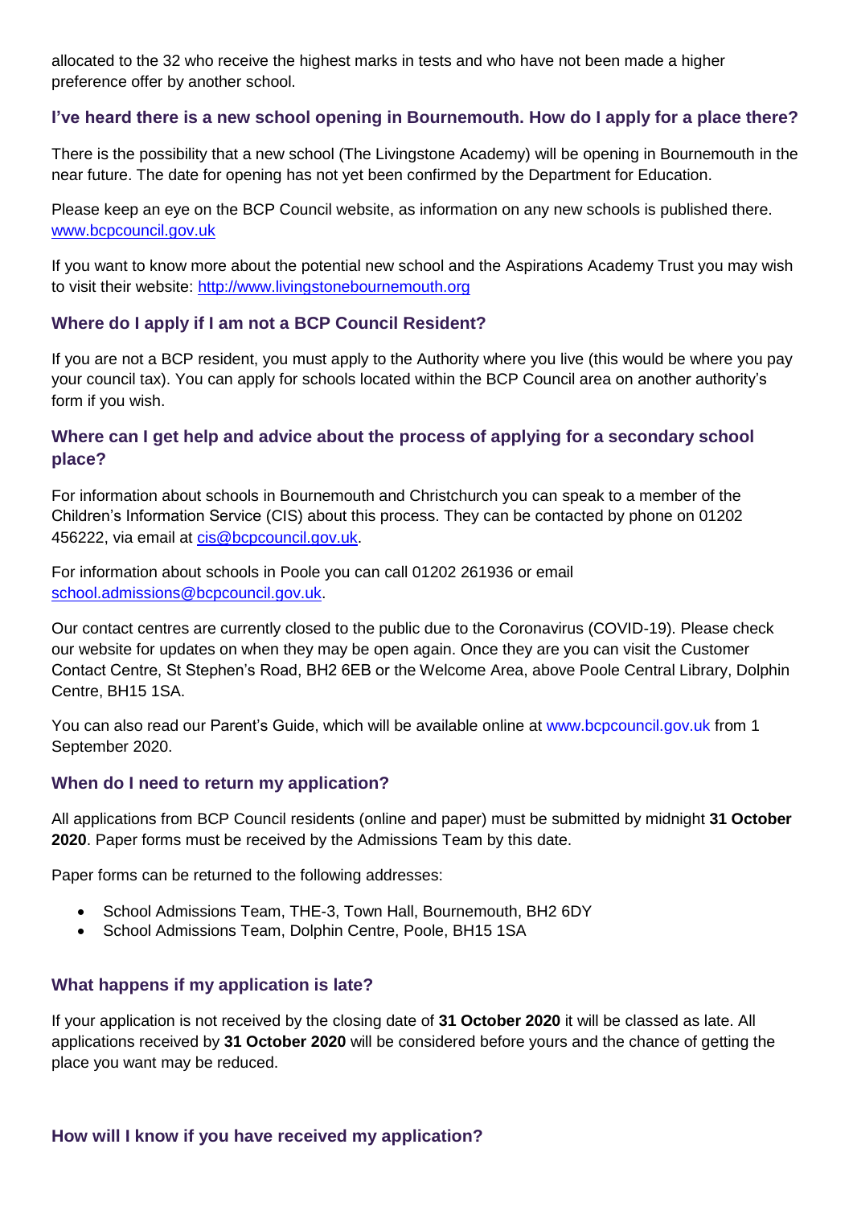allocated to the 32 who receive the highest marks in tests and who have not been made a higher preference offer by another school.

### I've heard there is a new school opening in Bournemouth. How do I apply for a place there?

There is the possibility that a new school (The Livingstone Academy) will be opening in Bournemouth in the near future. The date for opening has not yet been confirmed by the Department for Education.

Please keep an eye on the BCP Council website, as information on any new schools is published there. www.bcpcouncil.gov.uk

If you want to know more about the potential new school and the Aspirations Academy Trust you may wish to visit their website: http://www.livingstonebournemouth.org

### Where do I apply if I am not a BCP Council Resident?

If you are not a BCP resident, you must apply to the Authority where you live (this would be where you pay your council tax). You can apply for schools located within the BCP Council area on another authority's form if you wish.

### Where can I get help and advice about the process of applying for a secondary school place?

For information about schools in Bournemouth and Christchurch you can speak to a member of the Children's Information Service (CIS) about this process. They can be contacted by phone on 01202 456222, via email at cis@bcpcouncil.gov.uk.

For information about schools in Poole you can call 01202 261936 or email school.admissions@bcpcouncil.gov.uk.

Our contact centres are currently closed to the public due to the Coronavirus (COVID-19). Please check our website for updates on when they may be open again. Once they are you can visit the Customer Contact Centre, St Stephen's Road, BH2 6EB or the Welcome Area, above Poole Central Library, Dolphin Centre, BH15 1SA.

You can also read our Parent's Guide, which will be available online at www.bcpcouncil.gov.uk from 1 September 2020.

### When do I need to return my application?

All applications from BCP Council residents (online and paper) must be submitted by midnight **31 October 2020**. Paper forms must be received by the Admissions Team by this date.

Paper forms can be returned to the following addresses:

- School Admissions Team, THE-3, Town Hall, Bournemouth, BH2 6DY
- School Admissions Team, Dolphin Centre, Poole, BH15 1SA

### What happens if my application is late?

If your application is not received by the closing date of **31 October 2020** it will be classed as late. All applications received by **31 October 2020** will be considered before yours and the chance of getting the place you want may be reduced.

### How will I know if you have received my application?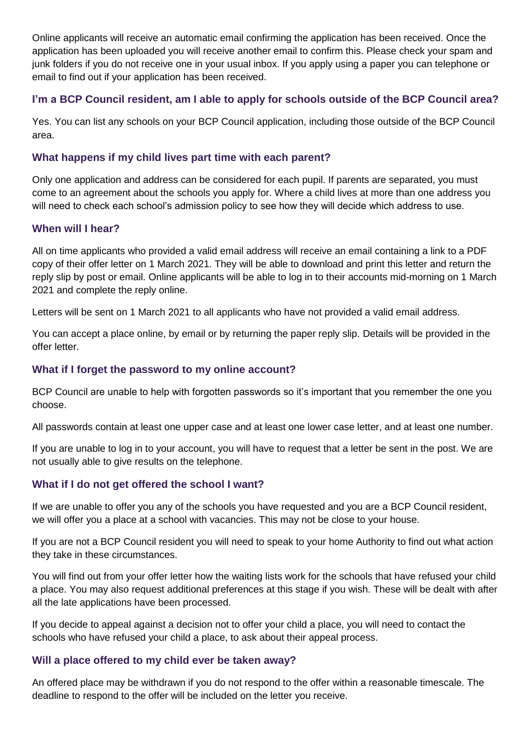Online applicants will receive an automatic email confirming the application has been received. Once the application has been uploaded you will receive another email to confirm this. Please check your spam and junk folders if you do not receive one in your usual inbox. If you apply using a paper you can telephone or email to find out if your application has been received.

### I'm a BCP Council resident, am I able to apply for schools outside of the BCP Council area?

Yes. You can list any schools on your BCP Council application, including those outside of the BCP Council area.

### What happens if my child lives part time with each parent?

Only one application and address can be considered for each pupil. If parents are separated, you must come to an agreement about the schools you apply for. Where a child lives at more than one address you will need to check each school's admission policy to see how they will decide which address to use.

### When will I hear?

All on time applicants who provided a valid email address will receive an email containing a link to a PDF copy of their offer letter on 1 March 2021. They will be able to download and print this letter and return the reply slip by post or email. Online applicants will be able to log in to their accounts mid-morning on 1 March 2021 and complete the reply online.

Letters will be sent on 1 March 2021 to all applicants who have not provided a valid email address.

You can accept a place online, by email or by returning the paper reply slip. Details will be provided in the offer letter.

### What if I forget the password to my online account?

BCP Council are unable to help with forgotten passwords so it's important that you remember the one you choose.

All passwords contain at least one upper case and at least one lower case letter, and at least one number.

If you are unable to log in to your account, you will have to request that a letter be sent in the post. We are not usually able to give results on the telephone.

### What if I do not get offered the school I want?

If we are unable to offer you any of the schools you have requested and you are a BCP Council resident, we will offer you a place at a school with vacancies. This may not be close to your house.

If you are not a BCP Council resident you will need to speak to your home Authority to find out what action they take in these circumstances.

You will find out from your offer letter how the waiting lists work for the schools that have refused your child a place. You may also request additional preferences at this stage if you wish. These will be dealt with after all the late applications have been processed.

If you decide to appeal against a decision not to offer your child a place, you will need to contact the schools who have refused your child a place, to ask about their appeal process.

### Will a place offered to my child ever be taken away?

An offered place may be withdrawn if you do not respond to the offer within a reasonable timescale. The deadline to respond to the offer will be included on the letter you receive.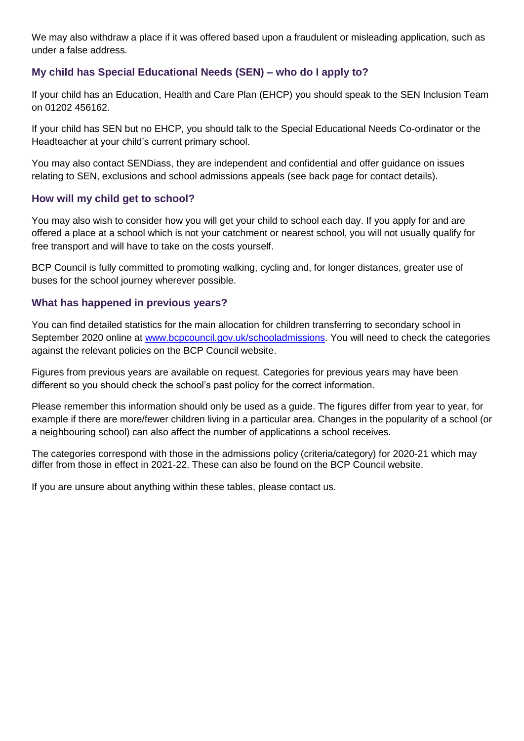We may also withdraw a place if it was offered based upon a fraudulent or misleading application, such as under a false address.

### My child has Special Educational Needs (SEN) – who do I apply to?

If your child has an Education, Health and Care Plan (EHCP) you should speak to the SEN Inclusion Team on 01202 456162.

If your child has SEN but no EHCP, you should talk to the Special Educational Needs Co-ordinator or the Headteacher at your child's current primary school.

You may also contact SENDiass, they are independent and confidential and offer guidance on issues relating to SEN, exclusions and school admissions appeals (see back page for contact details).

### How will my child get to school?

You may also wish to consider how you will get your child to school each day. If you apply for and are offered a place at a school which is not your catchment or nearest school, you will not usually qualify for free transport and will have to take on the costs yourself.

BCP Council is fully committed to promoting walking, cycling and, for longer distances, greater use of buses for the school journey wherever possible.

### What has happened in previous years?

You can find detailed statistics for the main allocation for children transferring to secondary school in September 2020 online at [www.bcpcouncil.gov.uk/schooladmissions](www.bcpcouncil.gov.uk/schooladmissions). You will need to check the categories against the relevant policies on the BCP Council website.

Figures from previous years are available on request. Categories for previous years may have been different so you should check the school's past policy for the correct information.

Please remember this information should only be used as a guide. The figures differ from year to year, for example if there are more/fewer children living in a particular area. Changes in the popularity of a school (or a neighbouring school) can also affect the number of applications a school receives.

The categories correspond with those in the admissions policy (criteria/category) for 2020-21 which may differ from those in effect in 2021-22. These can also be found on the BCP Council website.

If you are unsure about anything within these tables, please contact us.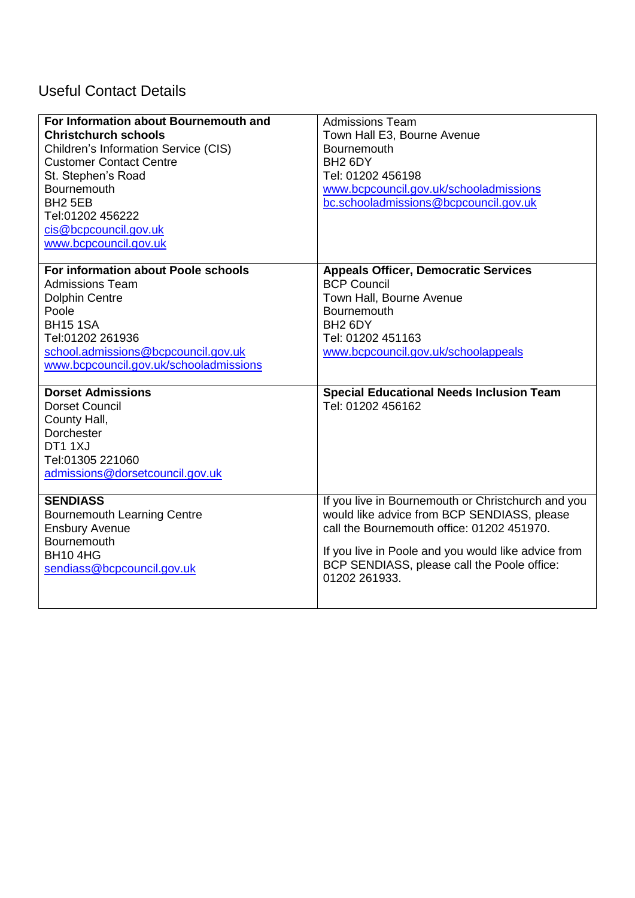## Useful Contact Details

| | |
|---|---|
| **For Information about Bournemouth and Christchurch schools**<br>Children's Information Service (CIS)<br>Customer Contact Centre<br>St. Stephen's Road<br>Bournemouth<br>BH2 5EB<br>Tel:01202 456222<br>cis@bcpcouncil.gov.uk<br>www.bcpcouncil.gov.uk | Admissions Team<br>Town Hall E3, Bourne Avenue<br>Bournemouth<br>BH2 6DY<br>Tel: 01202 456198<br>www.bcpcouncil.gov.uk/schooladmissions<br>bc.schooladmissions@bcpcouncil.gov.uk |
| **For information about Poole schools**<br>Admissions Team<br>Dolphin Centre<br>Poole<br>BH15 1SA<br>Tel:01202 261936<br>school.admissions@bcpcouncil.gov.uk<br>www.bcpcouncil.gov.uk/schooladmissions | **Appeals Officer, Democratic Services**<br>BCP Council<br>Town Hall, Bourne Avenue<br>Bournemouth<br>BH2 6DY<br>Tel: 01202 451163<br>www.bcpcouncil.gov.uk/schoolappeals |
| **Dorset Admissions**<br>Dorset Council<br>County Hall,<br>Dorchester<br>DT1 1XJ<br>Tel:01305 221060<br>admissions@dorsetcouncil.gov.uk | **Special Educational Needs Inclusion Team**<br>Tel: 01202 456162 |
| **SENDIASS**<br>Bournemouth Learning Centre<br>Ensbury Avenue<br>Bournemouth<br>BH10 4HG<br>sendiass@bcpcouncil.gov.uk | If you live in Bournemouth or Christchurch and you would like advice from BCP SENDIASS, please call the Bournemouth office: 01202 451970.<br><br>If you live in Poole and you would like advice from BCP SENDIASS, please call the Poole office: 01202 261933. |